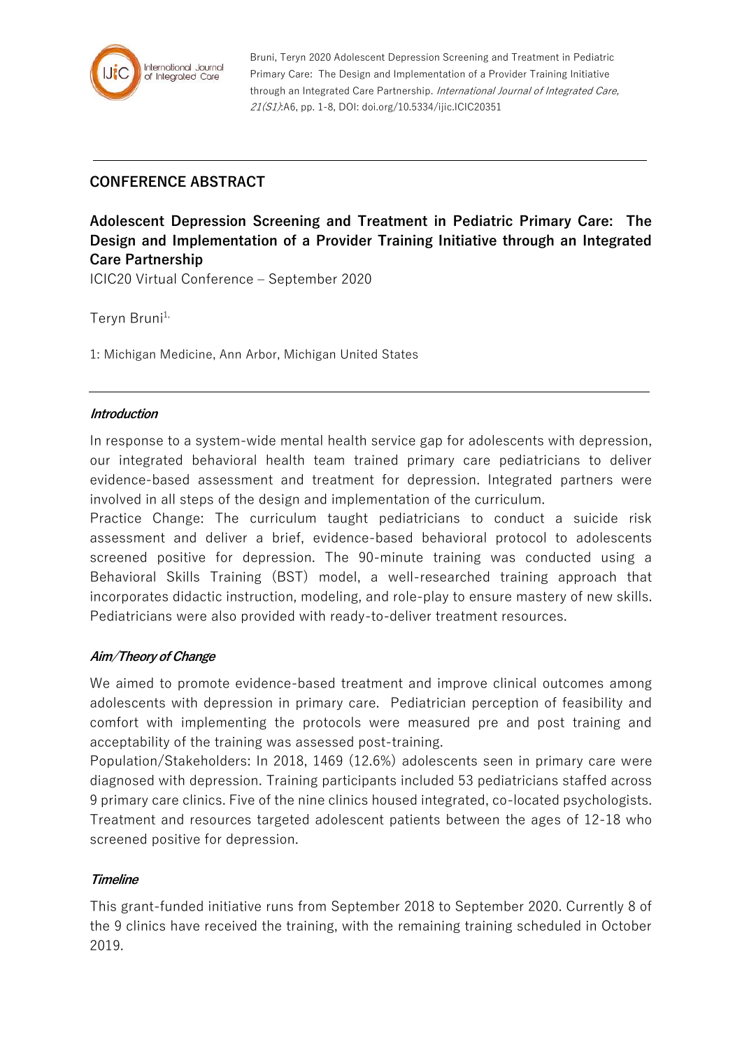Bruni, Teryn 2020 Adolescent Depression Screening and Treatment in Pediatric Primary Care: The Design and Implementation of a Provider Training Initiative through an Integrated Care Partnership. *International Journal of Integrated Care, 21(S1)*:A6, pp. 1-8, DOI: doi.org/10.5334/ijic.ICIC20351

## CONFERENCE ABSTRACT

# Adolescent Depression Screening and Treatment in Pediatric Primary Care: The Design and Implementation of a Provider Training Initiative through an Integrated Care Partnership

ICIC20 Virtual Conference – September 2020

Teryn Bruni[1,]

1: Michigan Medicine, Ann Arbor, Michigan United States

### *Introduction*

In response to a system-wide mental health service gap for adolescents with depression, our integrated behavioral health team trained primary care pediatricians to deliver evidence-based assessment and treatment for depression. Integrated partners were involved in all steps of the design and implementation of the curriculum.

Practice Change: The curriculum taught pediatricians to conduct a suicide risk assessment and deliver a brief, evidence-based behavioral protocol to adolescents screened positive for depression. The 90-minute training was conducted using a Behavioral Skills Training (BST) model, a well-researched training approach that incorporates didactic instruction, modeling, and role-play to ensure mastery of new skills. Pediatricians were also provided with ready-to-deliver treatment resources.

### *Aim/Theory of Change*

We aimed to promote evidence-based treatment and improve clinical outcomes among adolescents with depression in primary care. Pediatrician perception of feasibility and comfort with implementing the protocols were measured pre and post training and acceptability of the training was assessed post-training.

Population/Stakeholders: In 2018, 1469 (12.6%) adolescents seen in primary care were diagnosed with depression. Training participants included 53 pediatricians staffed across 9 primary care clinics. Five of the nine clinics housed integrated, co-located psychologists. Treatment and resources targeted adolescent patients between the ages of 12-18 who screened positive for depression.

### *Timeline*

This grant-funded initiative runs from September 2018 to September 2020. Currently 8 of the 9 clinics have received the training, with the remaining training scheduled in October 2019.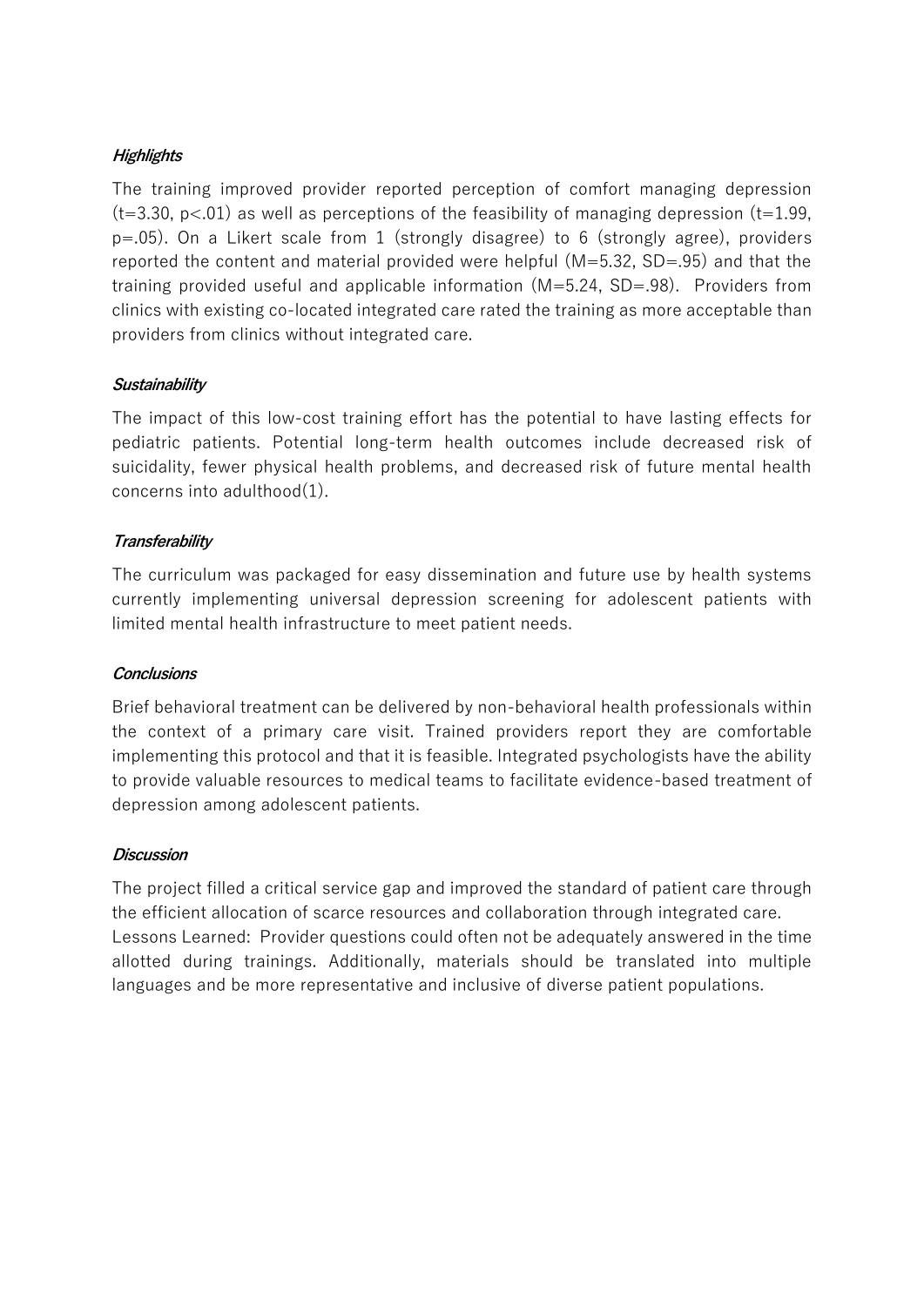*Highlights*

The training improved provider reported perception of comfort managing depression ($t=3.30$, $p<.01$) as well as perceptions of the feasibility of managing depression ($t=1.99$, $p=.05$). On a Likert scale from 1 (strongly disagree) to 6 (strongly agree), providers reported the content and material provided were helpful ($M=5.32$, $SD=.95$) and that the training provided useful and applicable information ($M=5.24$, $SD=.98$). Providers from clinics with existing co-located integrated care rated the training as more acceptable than providers from clinics without integrated care.

*Sustainability*

The impact of this low-cost training effort has the potential to have lasting effects for pediatric patients. Potential long-term health outcomes include decreased risk of suicidality, fewer physical health problems, and decreased risk of future mental health concerns into adulthood(1).

*Transferability*

The curriculum was packaged for easy dissemination and future use by health systems currently implementing universal depression screening for adolescent patients with limited mental health infrastructure to meet patient needs.

*Conclusions*

Brief behavioral treatment can be delivered by non-behavioral health professionals within the context of a primary care visit. Trained providers report they are comfortable implementing this protocol and that it is feasible. Integrated psychologists have the ability to provide valuable resources to medical teams to facilitate evidence-based treatment of depression among adolescent patients.

*Discussion*

The project filled a critical service gap and improved the standard of patient care through the efficient allocation of scarce resources and collaboration through integrated care.
Lessons Learned: Provider questions could often not be adequately answered in the time allotted during trainings. Additionally, materials should be translated into multiple languages and be more representative and inclusive of diverse patient populations.